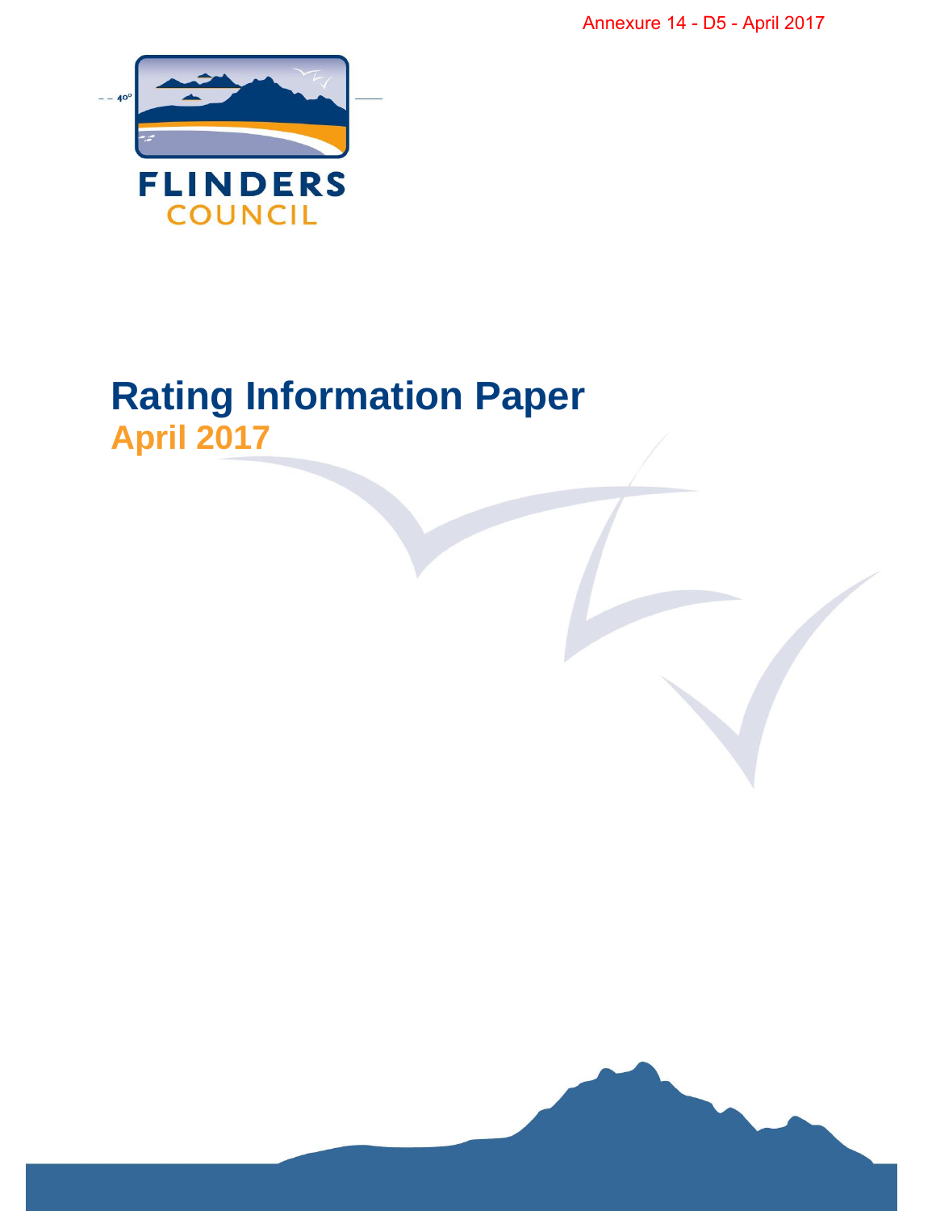Annexure 14 - D5 - April 2017

FLINDERS COUNCIL

# Rating Information Paper

## April 2017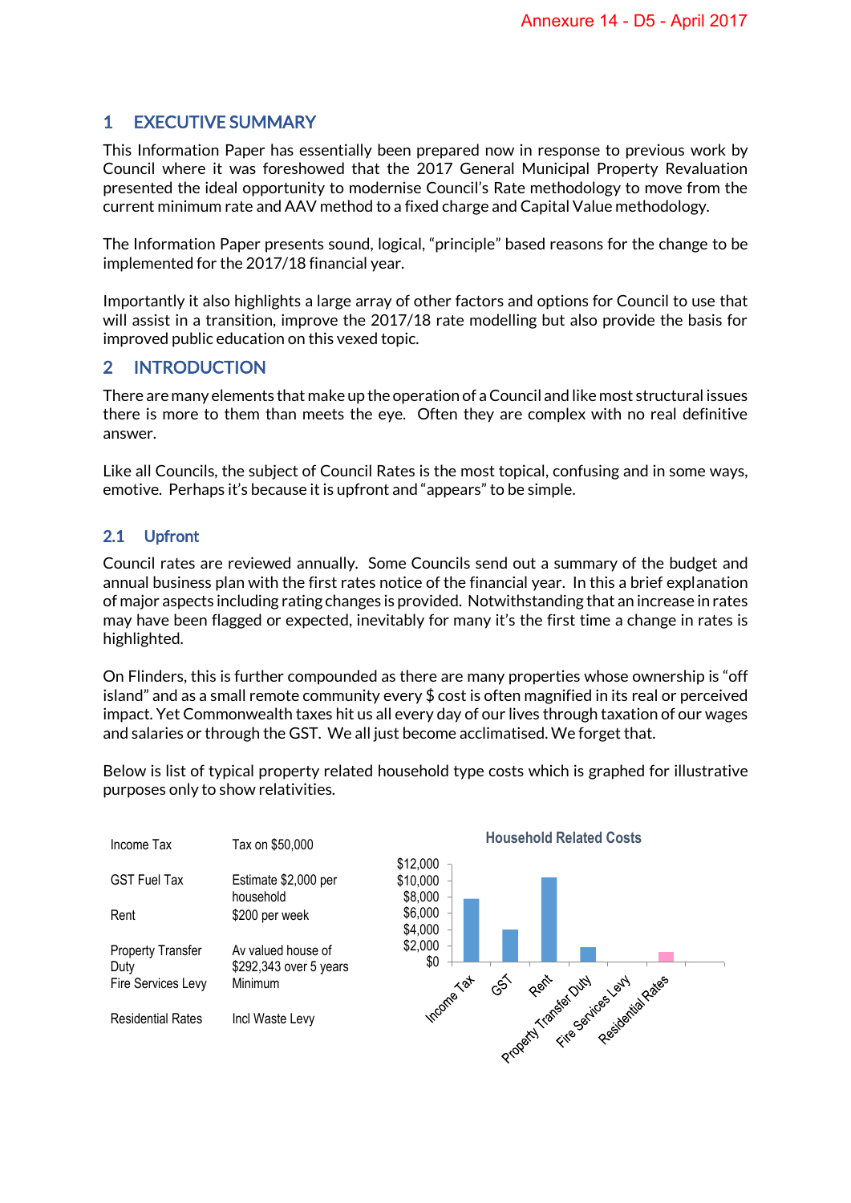Annexure 14 - D5 - April 2017

## 1 EXECUTIVE SUMMARY

This Information Paper has essentially been prepared now in response to previous work by Council where it was foreshowed that the 2017 General Municipal Property Revaluation presented the ideal opportunity to modernise Council's Rate methodology to move from the current minimum rate and AAV method to a fixed charge and Capital Value methodology.

The Information Paper presents sound, logical, "principle" based reasons for the change to be implemented for the 2017/18 financial year.

Importantly it also highlights a large array of other factors and options for Council to use that will assist in a transition, improve the 2017/18 rate modelling but also provide the basis for improved public education on this vexed topic.

## 2 INTRODUCTION

There are many elements that make up the operation of a Council and like most structural issues there is more to them than meets the eye. Often they are complex with no real definitive answer.

Like all Councils, the subject of Council Rates is the most topical, confusing and in some ways, emotive. Perhaps it's because it is upfront and "appears" to be simple.

### 2.1 Upfront

Council rates are reviewed annually. Some Councils send out a summary of the budget and annual business plan with the first rates notice of the financial year. In this a brief explanation of major aspects including rating changes is provided. Notwithstanding that an increase in rates may have been flagged or expected, inevitably for many it's the first time a change in rates is highlighted.

On Flinders, this is further compounded as there are many properties whose ownership is "off island" and as a small remote community every $ cost is often magnified in its real or perceived impact. Yet Commonwealth taxes hit us all every day of our lives through taxation of our wages and salaries or through the GST. We all just become acclimatised. We forget that.

Below is list of typical property related household type costs which is graphed for illustrative purposes only to show relativities.

| | |
|---|---|
| Income Tax | Tax on $50,000 |
| GST Fuel Tax | Estimate $2,000 per household |
| Rent | $200 per week |
| Property Transfer Duty | Av valued house of $292,343 over 5 years |
| Fire Services Levy | Minimum |
| Residential Rates | Incl Waste Levy |

**Household Related Costs**

| Item | Approx. value |
|---|---|
| Income Tax | ~$7,800 |
| GST | ~$4,000 |
| Rent | ~$10,400 |
| Property Transfer Duty | ~$1,800 |
| Fire Services Levy | ~$0 |
| Residential Rates | ~$1,200 |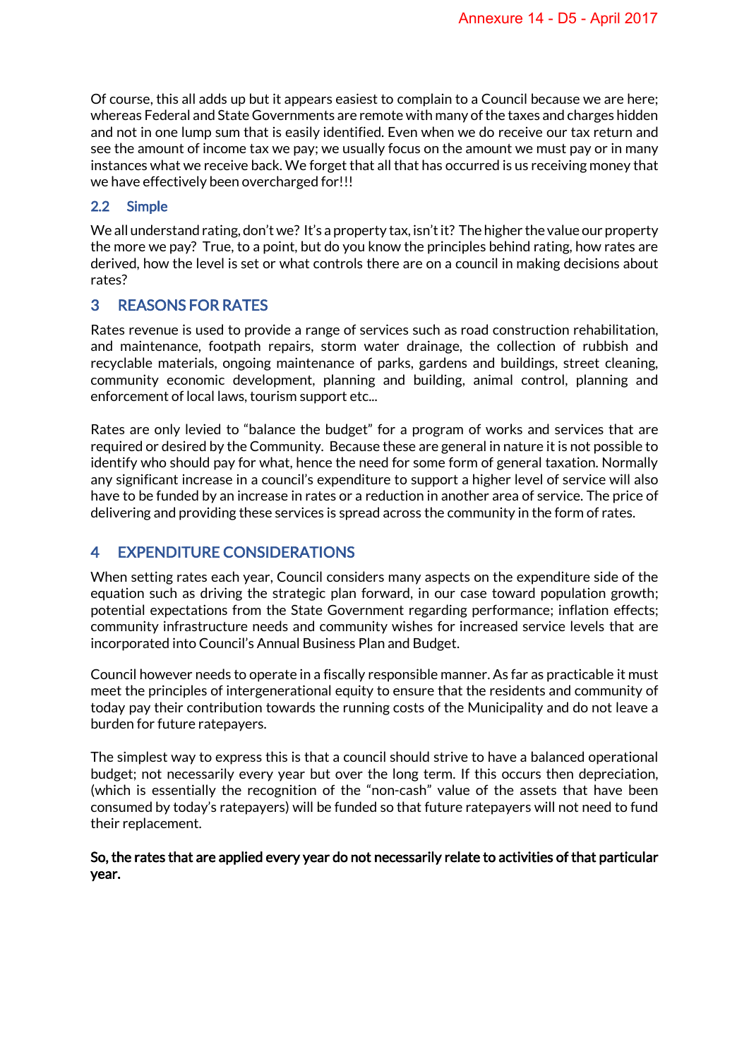Of course, this all adds up but it appears easiest to complain to a Council because we are here; whereas Federal and State Governments are remote with many of the taxes and charges hidden and not in one lump sum that is easily identified. Even when we do receive our tax return and see the amount of income tax we pay; we usually focus on the amount we must pay or in many instances what we receive back. We forget that all that has occurred is us receiving money that we have effectively been overcharged for!!!

### 2.2 Simple

We all understand rating, don't we? It's a property tax, isn't it? The higher the value our property the more we pay? True, to a point, but do you know the principles behind rating, how rates are derived, how the level is set or what controls there are on a council in making decisions about rates?

## 3 REASONS FOR RATES

Rates revenue is used to provide a range of services such as road construction rehabilitation, and maintenance, footpath repairs, storm water drainage, the collection of rubbish and recyclable materials, ongoing maintenance of parks, gardens and buildings, street cleaning, community economic development, planning and building, animal control, planning and enforcement of local laws, tourism support etc...

Rates are only levied to "balance the budget" for a program of works and services that are required or desired by the Community. Because these are general in nature it is not possible to identify who should pay for what, hence the need for some form of general taxation. Normally any significant increase in a council's expenditure to support a higher level of service will also have to be funded by an increase in rates or a reduction in another area of service. The price of delivering and providing these services is spread across the community in the form of rates.

## 4 EXPENDITURE CONSIDERATIONS

When setting rates each year, Council considers many aspects on the expenditure side of the equation such as driving the strategic plan forward, in our case toward population growth; potential expectations from the State Government regarding performance; inflation effects; community infrastructure needs and community wishes for increased service levels that are incorporated into Council's Annual Business Plan and Budget.

Council however needs to operate in a fiscally responsible manner. As far as practicable it must meet the principles of intergenerational equity to ensure that the residents and community of today pay their contribution towards the running costs of the Municipality and do not leave a burden for future ratepayers.

The simplest way to express this is that a council should strive to have a balanced operational budget; not necessarily every year but over the long term. If this occurs then depreciation, (which is essentially the recognition of the "non-cash" value of the assets that have been consumed by today's ratepayers) will be funded so that future ratepayers will not need to fund their replacement.

**So, the rates that are applied every year do not necessarily relate to activities of that particular year.**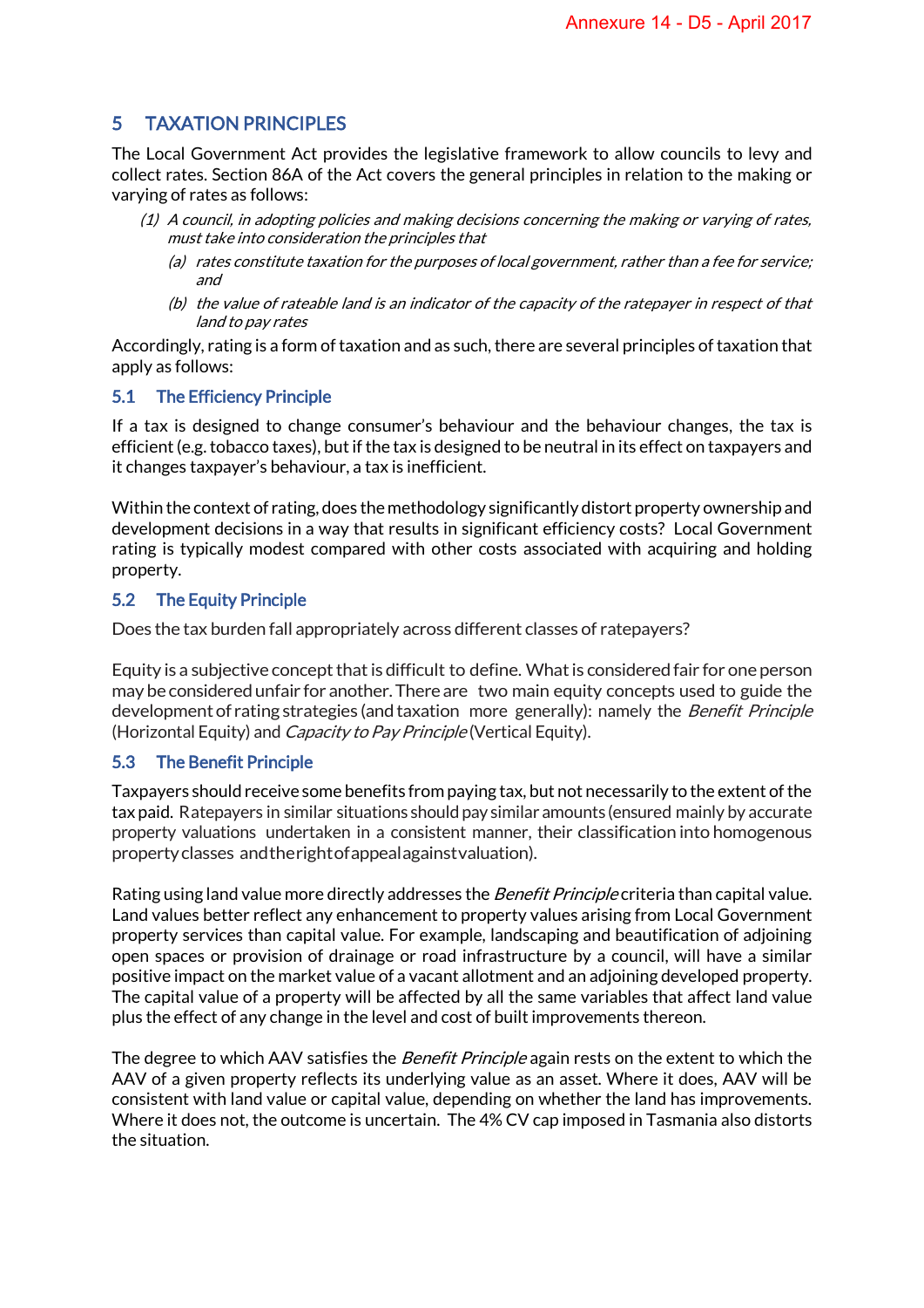## 5 TAXATION PRINCIPLES

The Local Government Act provides the legislative framework to allow councils to levy and collect rates. Section 86A of the Act covers the general principles in relation to the making or varying of rates as follows:

> *(1) A council, in adopting policies and making decisions concerning the making or varying of rates, must take into consideration the principles that*
>
> > *(a) rates constitute taxation for the purposes of local government, rather than a fee for service; and*
> >
> > *(b) the value of rateable land is an indicator of the capacity of the ratepayer in respect of that land to pay rates*

Accordingly, rating is a form of taxation and as such, there are several principles of taxation that apply as follows:

### 5.1 The Efficiency Principle

If a tax is designed to change consumer's behaviour and the behaviour changes, the tax is efficient (e.g. tobacco taxes), but if the tax is designed to be neutral in its effect on taxpayers and it changes taxpayer's behaviour, a tax is inefficient.

Within the context of rating, does the methodology significantly distort property ownership and development decisions in a way that results in significant efficiency costs? Local Government rating is typically modest compared with other costs associated with acquiring and holding property.

### 5.2 The Equity Principle

Does the tax burden fall appropriately across different classes of ratepayers?

Equity is a subjective concept that is difficult to define. What is considered fair for one person may be considered unfair for another. There are two main equity concepts used to guide the development of rating strategies (and taxation more generally): namely the *Benefit Principle* (Horizontal Equity) and *Capacity to Pay Principle* (Vertical Equity).

### 5.3 The Benefit Principle

Taxpayers should receive some benefits from paying tax, but not necessarily to the extent of the tax paid. Ratepayers in similar situations should pay similar amounts (ensured mainly by accurate property valuations undertaken in a consistent manner, their classification into homogenous property classes and the right of appeal against valuation).

Rating using land value more directly addresses the *Benefit Principle* criteria than capital value. Land values better reflect any enhancement to property values arising from Local Government property services than capital value. For example, landscaping and beautification of adjoining open spaces or provision of drainage or road infrastructure by a council, will have a similar positive impact on the market value of a vacant allotment and an adjoining developed property. The capital value of a property will be affected by all the same variables that affect land value plus the effect of any change in the level and cost of built improvements thereon.

The degree to which AAV satisfies the *Benefit Principle* again rests on the extent to which the AAV of a given property reflects its underlying value as an asset. Where it does, AAV will be consistent with land value or capital value, depending on whether the land has improvements. Where it does not, the outcome is uncertain. The 4% CV cap imposed in Tasmania also distorts the situation.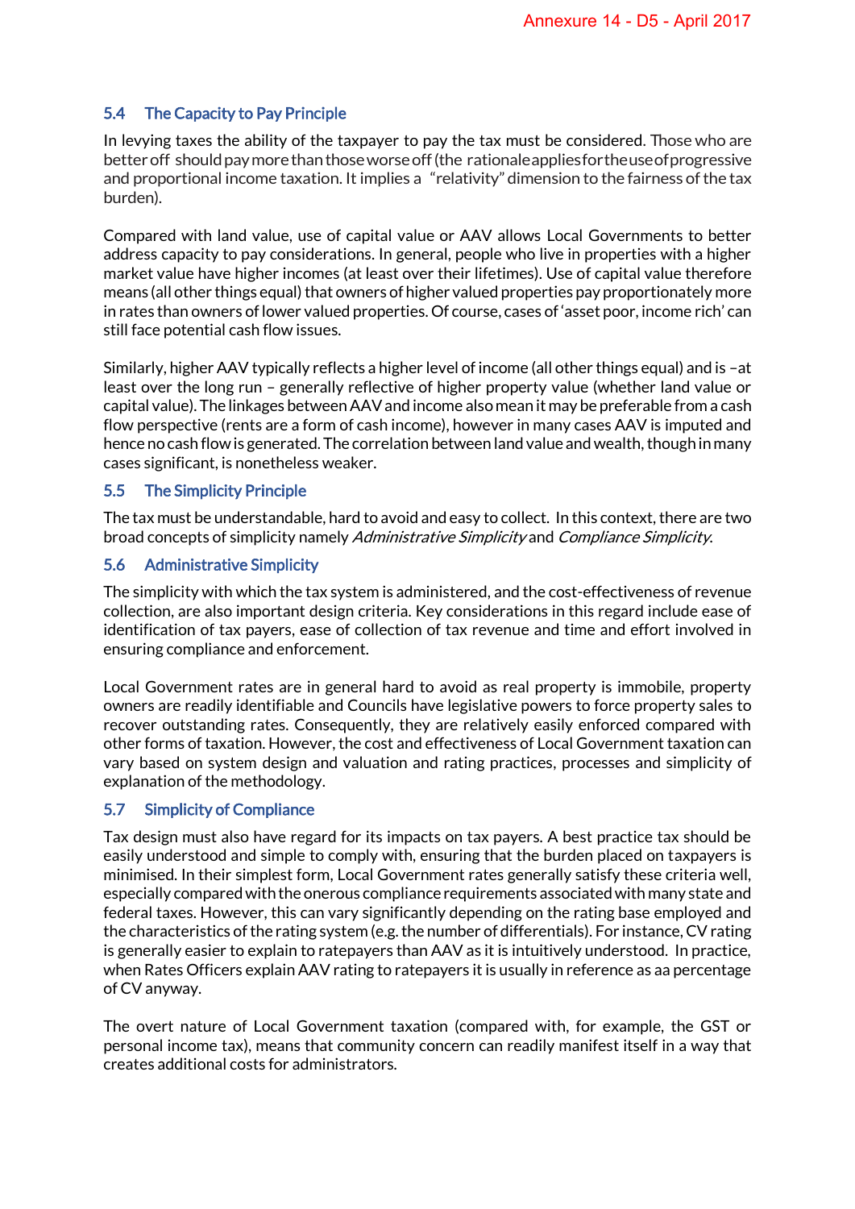## 5.4 The Capacity to Pay Principle

In levying taxes the ability of the taxpayer to pay the tax must be considered. Those who are better off should pay more than those worse off (the rationale applies for the use of progressive and proportional income taxation. It implies a "relativity" dimension to the fairness of the tax burden).

Compared with land value, use of capital value or AAV allows Local Governments to better address capacity to pay considerations. In general, people who live in properties with a higher market value have higher incomes (at least over their lifetimes). Use of capital value therefore means (all other things equal) that owners of higher valued properties pay proportionately more in rates than owners of lower valued properties. Of course, cases of 'asset poor, income rich' can still face potential cash flow issues.

Similarly, higher AAV typically reflects a higher level of income (all other things equal) and is –at least over the long run – generally reflective of higher property value (whether land value or capital value). The linkages between AAV and income also mean it may be preferable from a cash flow perspective (rents are a form of cash income), however in many cases AAV is imputed and hence no cash flow is generated. The correlation between land value and wealth, though in many cases significant, is nonetheless weaker.

## 5.5 The Simplicity Principle

The tax must be understandable, hard to avoid and easy to collect. In this context, there are two broad concepts of simplicity namely *Administrative Simplicity* and *Compliance Simplicity*.

## 5.6 Administrative Simplicity

The simplicity with which the tax system is administered, and the cost-effectiveness of revenue collection, are also important design criteria. Key considerations in this regard include ease of identification of tax payers, ease of collection of tax revenue and time and effort involved in ensuring compliance and enforcement.

Local Government rates are in general hard to avoid as real property is immobile, property owners are readily identifiable and Councils have legislative powers to force property sales to recover outstanding rates. Consequently, they are relatively easily enforced compared with other forms of taxation. However, the cost and effectiveness of Local Government taxation can vary based on system design and valuation and rating practices, processes and simplicity of explanation of the methodology.

## 5.7 Simplicity of Compliance

Tax design must also have regard for its impacts on tax payers. A best practice tax should be easily understood and simple to comply with, ensuring that the burden placed on taxpayers is minimised. In their simplest form, Local Government rates generally satisfy these criteria well, especially compared with the onerous compliance requirements associated with many state and federal taxes. However, this can vary significantly depending on the rating base employed and the characteristics of the rating system (e.g. the number of differentials). For instance, CV rating is generally easier to explain to ratepayers than AAV as it is intuitively understood. In practice, when Rates Officers explain AAV rating to ratepayers it is usually in reference as aa percentage of CV anyway.

The overt nature of Local Government taxation (compared with, for example, the GST or personal income tax), means that community concern can readily manifest itself in a way that creates additional costs for administrators.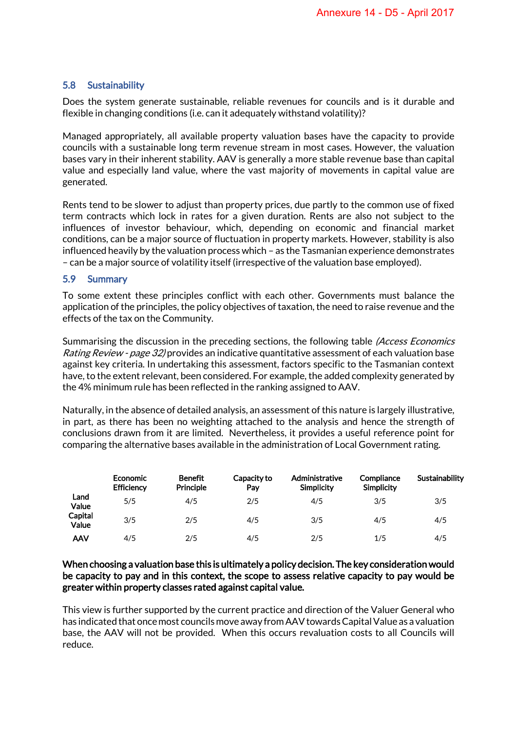### 5.8 Sustainability

Does the system generate sustainable, reliable revenues for councils and is it durable and flexible in changing conditions (i.e. can it adequately withstand volatility)?

Managed appropriately, all available property valuation bases have the capacity to provide councils with a sustainable long term revenue stream in most cases. However, the valuation bases vary in their inherent stability. AAV is generally a more stable revenue base than capital value and especially land value, where the vast majority of movements in capital value are generated.

Rents tend to be slower to adjust than property prices, due partly to the common use of fixed term contracts which lock in rates for a given duration. Rents are also not subject to the influences of investor behaviour, which, depending on economic and financial market conditions, can be a major source of fluctuation in property markets. However, stability is also influenced heavily by the valuation process which – as the Tasmanian experience demonstrates – can be a major source of volatility itself (irrespective of the valuation base employed).

### 5.9 Summary

To some extent these principles conflict with each other. Governments must balance the application of the principles, the policy objectives of taxation, the need to raise revenue and the effects of the tax on the Community.

Summarising the discussion in the preceding sections, the following table *(Access Economics Rating Review - page 32)* provides an indicative quantitative assessment of each valuation base against key criteria. In undertaking this assessment, factors specific to the Tasmanian context have, to the extent relevant, been considered. For example, the added complexity generated by the 4% minimum rule has been reflected in the ranking assigned to AAV.

Naturally, in the absence of detailed analysis, an assessment of this nature is largely illustrative, in part, as there has been no weighting attached to the analysis and hence the strength of conclusions drawn from it are limited. Nevertheless, it provides a useful reference point for comparing the alternative bases available in the administration of Local Government rating.

| | Economic Efficiency | Benefit Principle | Capacity to Pay | Administrative Simplicity | Compliance Simplicity | Sustainability |
|---|---|---|---|---|---|---|
| **Land Value** | 5/5 | 4/5 | 2/5 | 4/5 | 3/5 | 3/5 |
| **Capital Value** | 3/5 | 2/5 | 4/5 | 3/5 | 4/5 | 4/5 |
| **AAV** | 4/5 | 2/5 | 4/5 | 2/5 | 1/5 | 4/5 |

**When choosing a valuation base this is ultimately a policy decision. The key consideration would be capacity to pay and in this context, the scope to assess relative capacity to pay would be greater within property classes rated against capital value.**

This view is further supported by the current practice and direction of the Valuer General who has indicated that once most councils move away from AAV towards Capital Value as a valuation base, the AAV will not be provided. When this occurs revaluation costs to all Councils will reduce.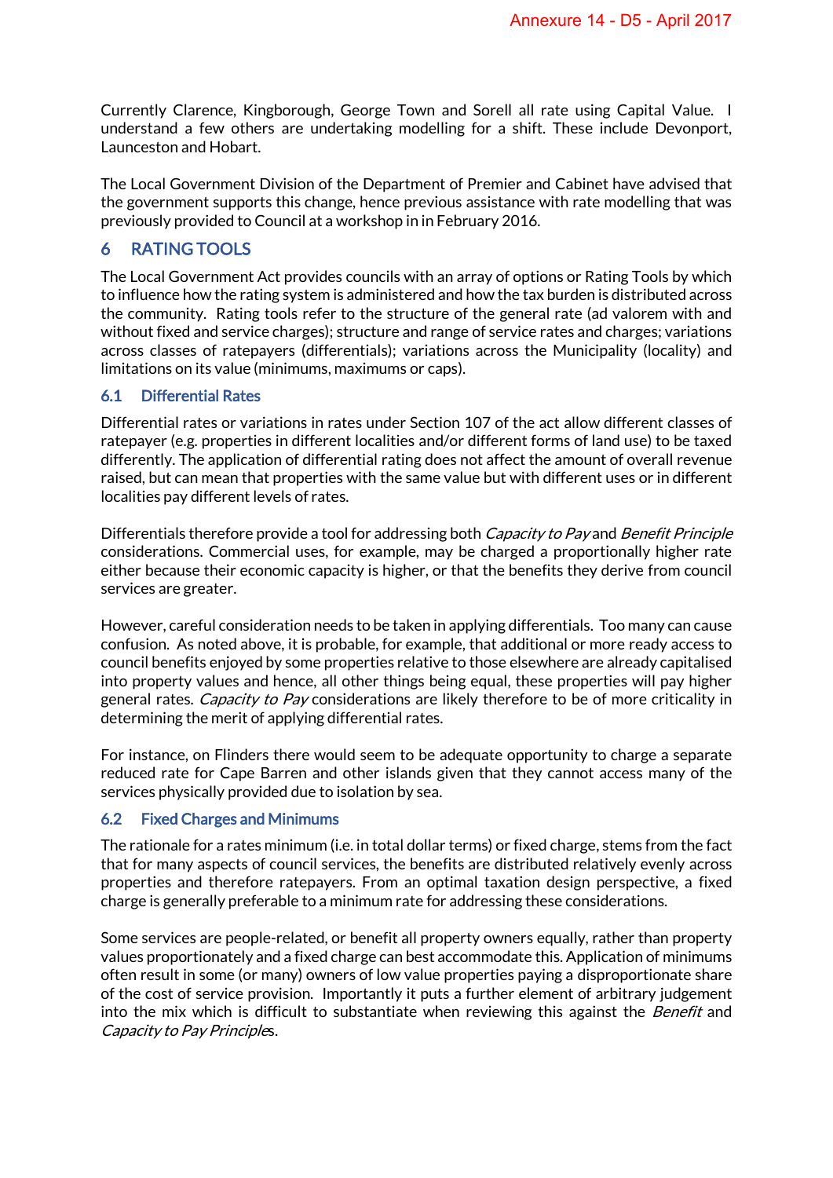Currently Clarence, Kingborough, George Town and Sorell all rate using Capital Value. I understand a few others are undertaking modelling for a shift. These include Devonport, Launceston and Hobart.

The Local Government Division of the Department of Premier and Cabinet have advised that the government supports this change, hence previous assistance with rate modelling that was previously provided to Council at a workshop in in February 2016.

## 6 RATING TOOLS

The Local Government Act provides councils with an array of options or Rating Tools by which to influence how the rating system is administered and how the tax burden is distributed across the community. Rating tools refer to the structure of the general rate (ad valorem with and without fixed and service charges); structure and range of service rates and charges; variations across classes of ratepayers (differentials); variations across the Municipality (locality) and limitations on its value (minimums, maximums or caps).

### 6.1 Differential Rates

Differential rates or variations in rates under Section 107 of the act allow different classes of ratepayer (e.g. properties in different localities and/or different forms of land use) to be taxed differently. The application of differential rating does not affect the amount of overall revenue raised, but can mean that properties with the same value but with different uses or in different localities pay different levels of rates.

Differentials therefore provide a tool for addressing both *Capacity to Pay* and *Benefit Principle* considerations. Commercial uses, for example, may be charged a proportionally higher rate either because their economic capacity is higher, or that the benefits they derive from council services are greater.

However, careful consideration needs to be taken in applying differentials. Too many can cause confusion. As noted above, it is probable, for example, that additional or more ready access to council benefits enjoyed by some properties relative to those elsewhere are already capitalised into property values and hence, all other things being equal, these properties will pay higher general rates. *Capacity to Pay* considerations are likely therefore to be of more criticality in determining the merit of applying differential rates.

For instance, on Flinders there would seem to be adequate opportunity to charge a separate reduced rate for Cape Barren and other islands given that they cannot access many of the services physically provided due to isolation by sea.

### 6.2 Fixed Charges and Minimums

The rationale for a rates minimum (i.e. in total dollar terms) or fixed charge, stems from the fact that for many aspects of council services, the benefits are distributed relatively evenly across properties and therefore ratepayers. From an optimal taxation design perspective, a fixed charge is generally preferable to a minimum rate for addressing these considerations.

Some services are people-related, or benefit all property owners equally, rather than property values proportionately and a fixed charge can best accommodate this. Application of minimums often result in some (or many) owners of low value properties paying a disproportionate share of the cost of service provision. Importantly it puts a further element of arbitrary judgement into the mix which is difficult to substantiate when reviewing this against the *Benefit* and *Capacity to Pay Principles*.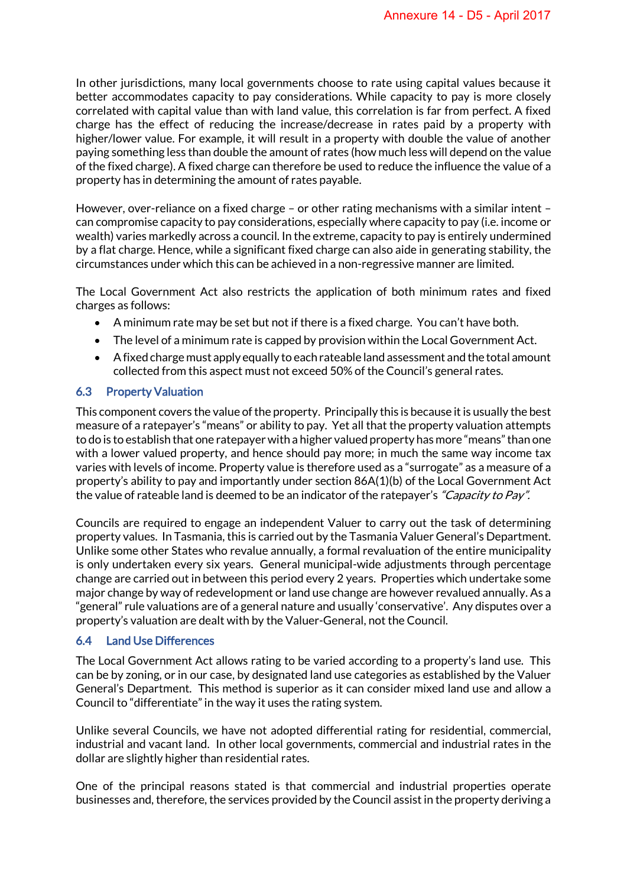In other jurisdictions, many local governments choose to rate using capital values because it better accommodates capacity to pay considerations. While capacity to pay is more closely correlated with capital value than with land value, this correlation is far from perfect. A fixed charge has the effect of reducing the increase/decrease in rates paid by a property with higher/lower value. For example, it will result in a property with double the value of another paying something less than double the amount of rates (how much less will depend on the value of the fixed charge). A fixed charge can therefore be used to reduce the influence the value of a property has in determining the amount of rates payable.

However, over-reliance on a fixed charge – or other rating mechanisms with a similar intent – can compromise capacity to pay considerations, especially where capacity to pay (i.e. income or wealth) varies markedly across a council. In the extreme, capacity to pay is entirely undermined by a flat charge. Hence, while a significant fixed charge can also aide in generating stability, the circumstances under which this can be achieved in a non-regressive manner are limited.

The Local Government Act also restricts the application of both minimum rates and fixed charges as follows:

- A minimum rate may be set but not if there is a fixed charge. You can't have both.
- The level of a minimum rate is capped by provision within the Local Government Act.
- A fixed charge must apply equally to each rateable land assessment and the total amount collected from this aspect must not exceed 50% of the Council's general rates.

### 6.3 Property Valuation

This component covers the value of the property. Principally this is because it is usually the best measure of a ratepayer's "means" or ability to pay. Yet all that the property valuation attempts to do is to establish that one ratepayer with a higher valued property has more "means" than one with a lower valued property, and hence should pay more; in much the same way income tax varies with levels of income. Property value is therefore used as a "surrogate" as a measure of a property's ability to pay and importantly under section 86A(1)(b) of the Local Government Act the value of rateable land is deemed to be an indicator of the ratepayer's *"Capacity to Pay"*.

Councils are required to engage an independent Valuer to carry out the task of determining property values. In Tasmania, this is carried out by the Tasmania Valuer General's Department. Unlike some other States who revalue annually, a formal revaluation of the entire municipality is only undertaken every six years. General municipal-wide adjustments through percentage change are carried out in between this period every 2 years. Properties which undertake some major change by way of redevelopment or land use change are however revalued annually. As a "general" rule valuations are of a general nature and usually 'conservative'. Any disputes over a property's valuation are dealt with by the Valuer-General, not the Council.

### 6.4 Land Use Differences

The Local Government Act allows rating to be varied according to a property's land use. This can be by zoning, or in our case, by designated land use categories as established by the Valuer General's Department. This method is superior as it can consider mixed land use and allow a Council to "differentiate" in the way it uses the rating system.

Unlike several Councils, we have not adopted differential rating for residential, commercial, industrial and vacant land. In other local governments, commercial and industrial rates in the dollar are slightly higher than residential rates.

One of the principal reasons stated is that commercial and industrial properties operate businesses and, therefore, the services provided by the Council assist in the property deriving a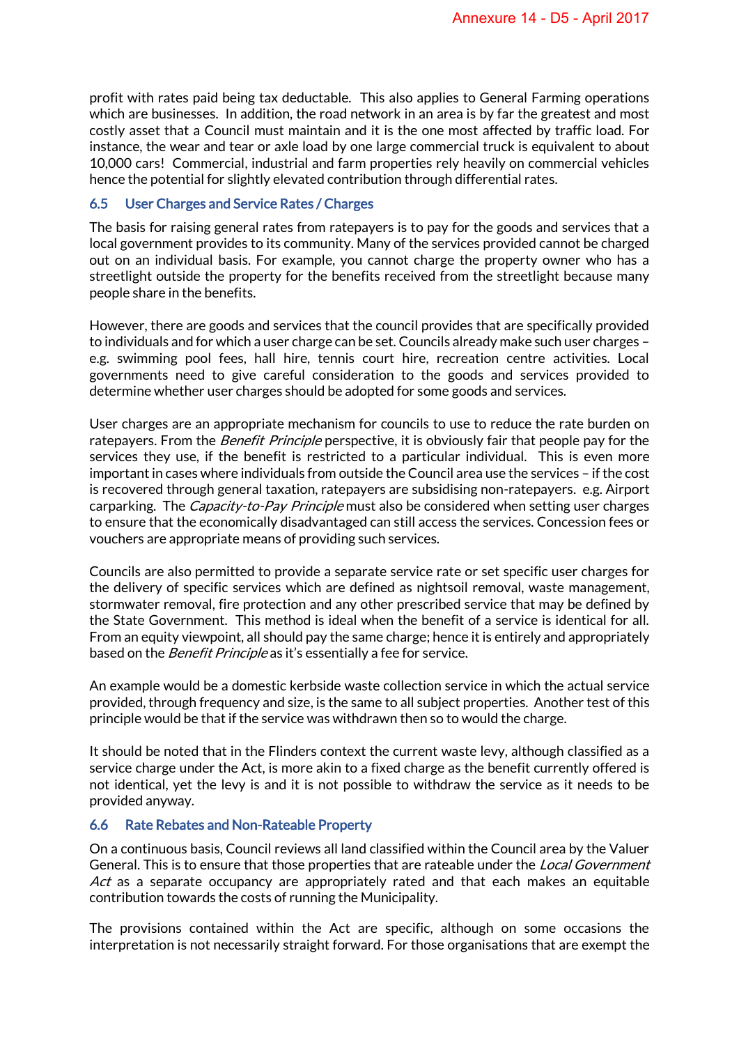profit with rates paid being tax deductable. This also applies to General Farming operations which are businesses. In addition, the road network in an area is by far the greatest and most costly asset that a Council must maintain and it is the one most affected by traffic load. For instance, the wear and tear or axle load by one large commercial truck is equivalent to about 10,000 cars! Commercial, industrial and farm properties rely heavily on commercial vehicles hence the potential for slightly elevated contribution through differential rates.

### 6.5 User Charges and Service Rates / Charges

The basis for raising general rates from ratepayers is to pay for the goods and services that a local government provides to its community. Many of the services provided cannot be charged out on an individual basis. For example, you cannot charge the property owner who has a streetlight outside the property for the benefits received from the streetlight because many people share in the benefits.

However, there are goods and services that the council provides that are specifically provided to individuals and for which a user charge can be set. Councils already make such user charges – e.g. swimming pool fees, hall hire, tennis court hire, recreation centre activities. Local governments need to give careful consideration to the goods and services provided to determine whether user charges should be adopted for some goods and services.

User charges are an appropriate mechanism for councils to use to reduce the rate burden on ratepayers. From the *Benefit Principle* perspective, it is obviously fair that people pay for the services they use, if the benefit is restricted to a particular individual. This is even more important in cases where individuals from outside the Council area use the services – if the cost is recovered through general taxation, ratepayers are subsidising non-ratepayers. e.g. Airport carparking. The *Capacity-to-Pay Principle* must also be considered when setting user charges to ensure that the economically disadvantaged can still access the services. Concession fees or vouchers are appropriate means of providing such services.

Councils are also permitted to provide a separate service rate or set specific user charges for the delivery of specific services which are defined as nightsoil removal, waste management, stormwater removal, fire protection and any other prescribed service that may be defined by the State Government. This method is ideal when the benefit of a service is identical for all. From an equity viewpoint, all should pay the same charge; hence it is entirely and appropriately based on the *Benefit Principle* as it's essentially a fee for service.

An example would be a domestic kerbside waste collection service in which the actual service provided, through frequency and size, is the same to all subject properties. Another test of this principle would be that if the service was withdrawn then so to would the charge.

It should be noted that in the Flinders context the current waste levy, although classified as a service charge under the Act, is more akin to a fixed charge as the benefit currently offered is not identical, yet the levy is and it is not possible to withdraw the service as it needs to be provided anyway.

### 6.6 Rate Rebates and Non-Rateable Property

On a continuous basis, Council reviews all land classified within the Council area by the Valuer General. This is to ensure that those properties that are rateable under the *Local Government Act* as a separate occupancy are appropriately rated and that each makes an equitable contribution towards the costs of running the Municipality.

The provisions contained within the Act are specific, although on some occasions the interpretation is not necessarily straight forward. For those organisations that are exempt the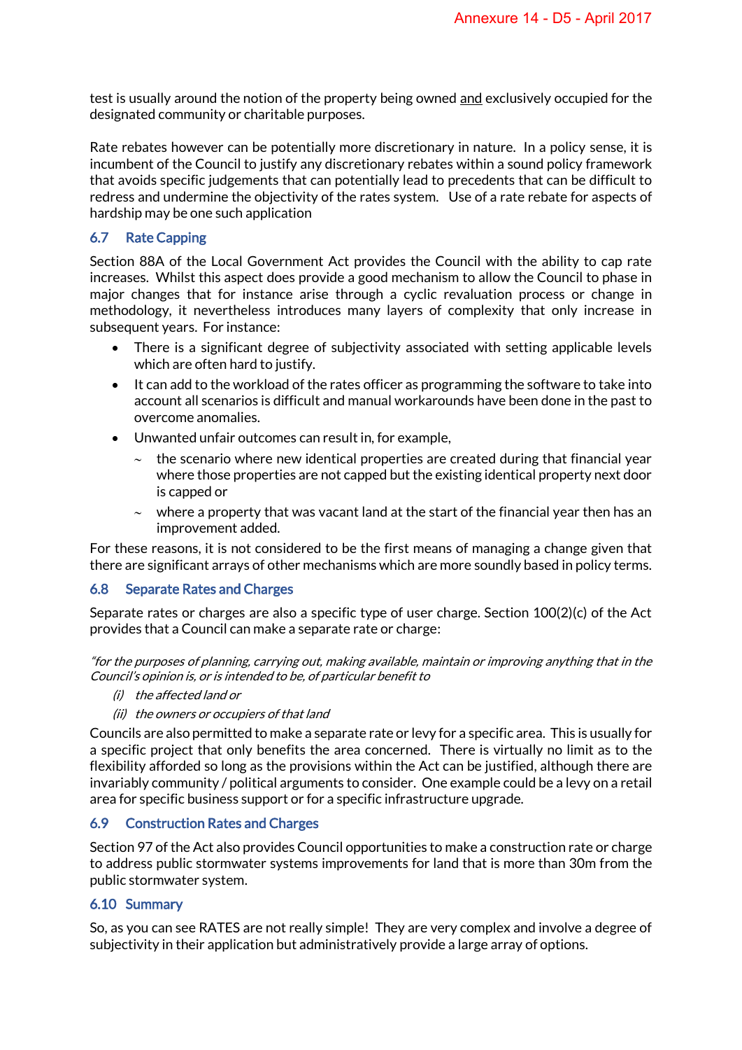test is usually around the notion of the property being owned and exclusively occupied for the designated community or charitable purposes.

Rate rebates however can be potentially more discretionary in nature. In a policy sense, it is incumbent of the Council to justify any discretionary rebates within a sound policy framework that avoids specific judgements that can potentially lead to precedents that can be difficult to redress and undermine the objectivity of the rates system. Use of a rate rebate for aspects of hardship may be one such application

### 6.7 Rate Capping

Section 88A of the Local Government Act provides the Council with the ability to cap rate increases. Whilst this aspect does provide a good mechanism to allow the Council to phase in major changes that for instance arise through a cyclic revaluation process or change in methodology, it nevertheless introduces many layers of complexity that only increase in subsequent years. For instance:

- There is a significant degree of subjectivity associated with setting applicable levels which are often hard to justify.
- It can add to the workload of the rates officer as programming the software to take into account all scenarios is difficult and manual workarounds have been done in the past to overcome anomalies.
- Unwanted unfair outcomes can result in, for example,
  - the scenario where new identical properties are created during that financial year where those properties are not capped but the existing identical property next door is capped or
  - where a property that was vacant land at the start of the financial year then has an improvement added.

For these reasons, it is not considered to be the first means of managing a change given that there are significant arrays of other mechanisms which are more soundly based in policy terms.

### 6.8 Separate Rates and Charges

Separate rates or charges are also a specific type of user charge. Section 100(2)(c) of the Act provides that a Council can make a separate rate or charge:

*"for the purposes of planning, carrying out, making available, maintain or improving anything that in the Council's opinion is, or is intended to be, of particular benefit to*

*(i) the affected land or*

*(ii) the owners or occupiers of that land*

Councils are also permitted to make a separate rate or levy for a specific area. This is usually for a specific project that only benefits the area concerned. There is virtually no limit as to the flexibility afforded so long as the provisions within the Act can be justified, although there are invariably community / political arguments to consider. One example could be a levy on a retail area for specific business support or for a specific infrastructure upgrade.

### 6.9 Construction Rates and Charges

Section 97 of the Act also provides Council opportunities to make a construction rate or charge to address public stormwater systems improvements for land that is more than 30m from the public stormwater system.

### 6.10 Summary

So, as you can see RATES are not really simple! They are very complex and involve a degree of subjectivity in their application but administratively provide a large array of options.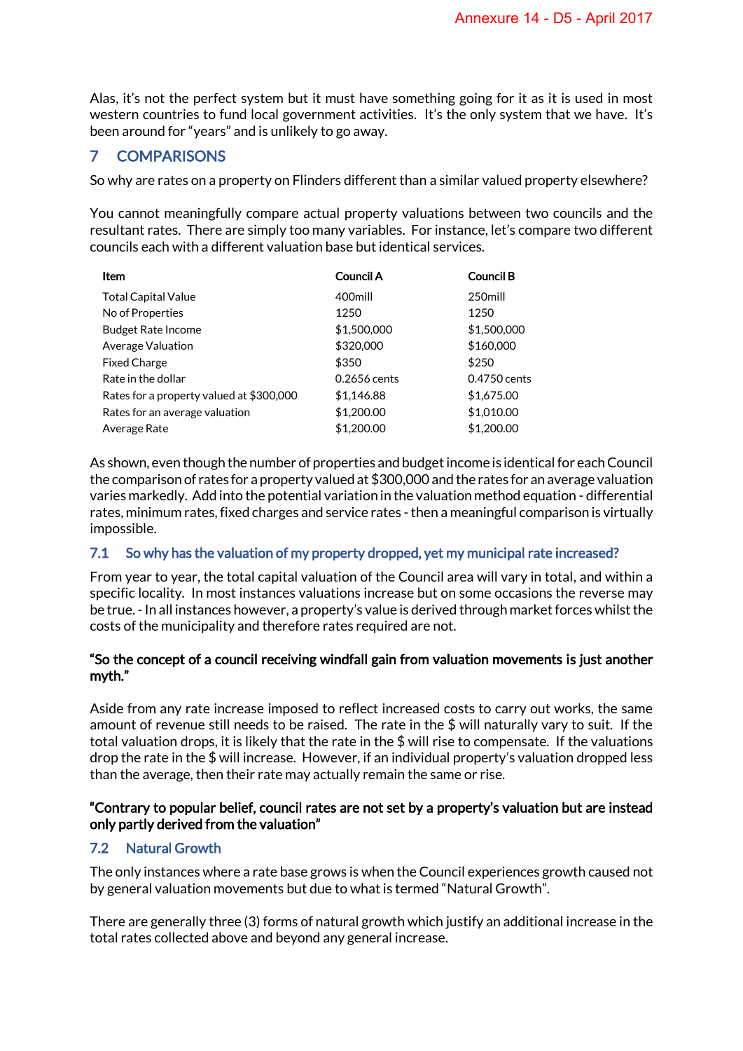Alas, it's not the perfect system but it must have something going for it as it is used in most western countries to fund local government activities. It's the only system that we have. It's been around for "years" and is unlikely to go away.

## 7 COMPARISONS

So why are rates on a property on Flinders different than a similar valued property elsewhere?

You cannot meaningfully compare actual property valuations between two councils and the resultant rates. There are simply too many variables. For instance, let's compare two different councils each with a different valuation base but identical services.

| Item | Council A | Council B |
|---|---|---|
| Total Capital Value | 400mill | 250mill |
| No of Properties | 1250 | 1250 |
| Budget Rate Income | $1,500,000 | $1,500,000 |
| Average Valuation | $320,000 | $160,000 |
| Fixed Charge | $350 | $250 |
| Rate in the dollar | 0.2656 cents | 0.4750 cents |
| Rates for a property valued at $300,000 | $1,146.88 | $1,675.00 |
| Rates for an average valuation | $1,200.00 | $1,010.00 |
| Average Rate | $1,200.00 | $1,200.00 |

As shown, even though the number of properties and budget income is identical for each Council the comparison of rates for a property valued at $300,000 and the rates for an average valuation varies markedly. Add into the potential variation in the valuation method equation - differential rates, minimum rates, fixed charges and service rates - then a meaningful comparison is virtually impossible.

### 7.1 So why has the valuation of my property dropped, yet my municipal rate increased?

From year to year, the total capital valuation of the Council area will vary in total, and within a specific locality. In most instances valuations increase but on some occasions the reverse may be true. - In all instances however, a property's value is derived through market forces whilst the costs of the municipality and therefore rates required are not.

**"So the concept of a council receiving windfall gain from valuation movements is just another myth."**

Aside from any rate increase imposed to reflect increased costs to carry out works, the same amount of revenue still needs to be raised. The rate in the $ will naturally vary to suit. If the total valuation drops, it is likely that the rate in the $ will rise to compensate. If the valuations drop the rate in the $ will increase. However, if an individual property's valuation dropped less than the average, then their rate may actually remain the same or rise.

**"Contrary to popular belief, council rates are not set by a property's valuation but are instead only partly derived from the valuation"**

### 7.2 Natural Growth

The only instances where a rate base grows is when the Council experiences growth caused not by general valuation movements but due to what is termed "Natural Growth".

There are generally three (3) forms of natural growth which justify an additional increase in the total rates collected above and beyond any general increase.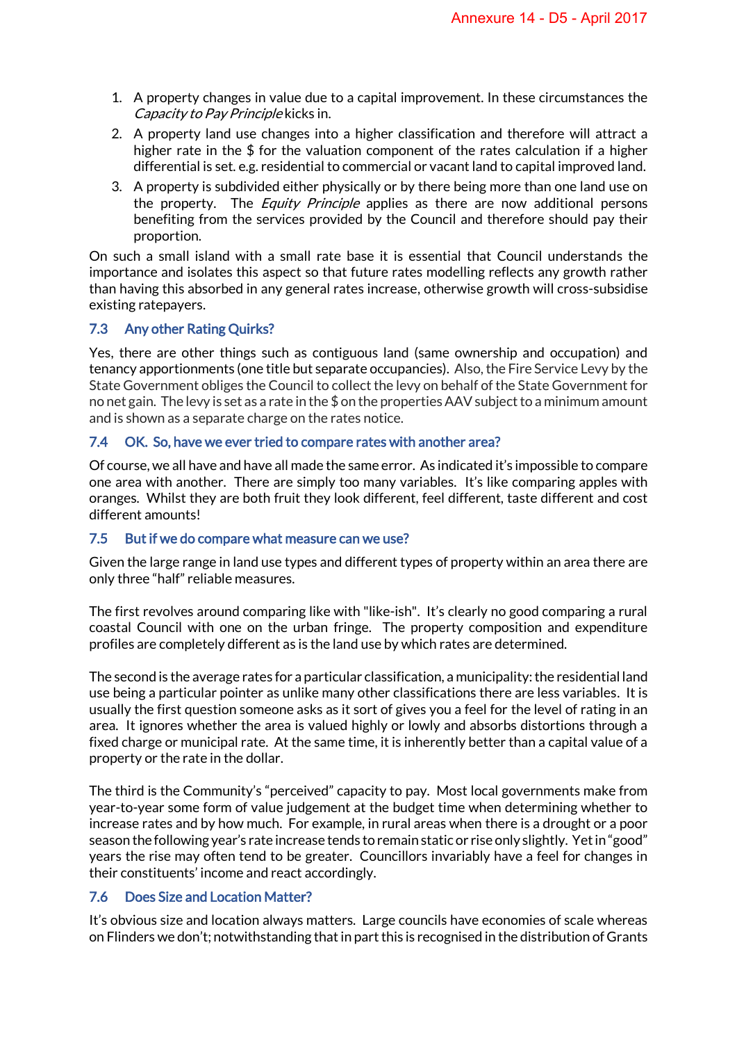1. A property changes in value due to a capital improvement. In these circumstances the *Capacity to Pay Principle* kicks in.
2. A property land use changes into a higher classification and therefore will attract a higher rate in the $ for the valuation component of the rates calculation if a higher differential is set. e.g. residential to commercial or vacant land to capital improved land.
3. A property is subdivided either physically or by there being more than one land use on the property. The *Equity Principle* applies as there are now additional persons benefiting from the services provided by the Council and therefore should pay their proportion.

On such a small island with a small rate base it is essential that Council understands the importance and isolates this aspect so that future rates modelling reflects any growth rather than having this absorbed in any general rates increase, otherwise growth will cross-subsidise existing ratepayers.

### 7.3 Any other Rating Quirks?

Yes, there are other things such as contiguous land (same ownership and occupation) and tenancy apportionments (one title but separate occupancies). Also, the Fire Service Levy by the State Government obliges the Council to collect the levy on behalf of the State Government for no net gain. The levy is set as a rate in the $ on the properties AAV subject to a minimum amount and is shown as a separate charge on the rates notice.

### 7.4 OK. So, have we ever tried to compare rates with another area?

Of course, we all have and have all made the same error. As indicated it's impossible to compare one area with another. There are simply too many variables. It's like comparing apples with oranges. Whilst they are both fruit they look different, feel different, taste different and cost different amounts!

### 7.5 But if we do compare what measure can we use?

Given the large range in land use types and different types of property within an area there are only three "half" reliable measures.

The first revolves around comparing like with "like-ish". It's clearly no good comparing a rural coastal Council with one on the urban fringe. The property composition and expenditure profiles are completely different as is the land use by which rates are determined.

The second is the average rates for a particular classification, a municipality: the residential land use being a particular pointer as unlike many other classifications there are less variables. It is usually the first question someone asks as it sort of gives you a feel for the level of rating in an area. It ignores whether the area is valued highly or lowly and absorbs distortions through a fixed charge or municipal rate. At the same time, it is inherently better than a capital value of a property or the rate in the dollar.

The third is the Community's "perceived" capacity to pay. Most local governments make from year-to-year some form of value judgement at the budget time when determining whether to increase rates and by how much. For example, in rural areas when there is a drought or a poor season the following year's rate increase tends to remain static or rise only slightly. Yet in "good" years the rise may often tend to be greater. Councillors invariably have a feel for changes in their constituents' income and react accordingly.

### 7.6 Does Size and Location Matter?

It's obvious size and location always matters. Large councils have economies of scale whereas on Flinders we don't; notwithstanding that in part this is recognised in the distribution of Grants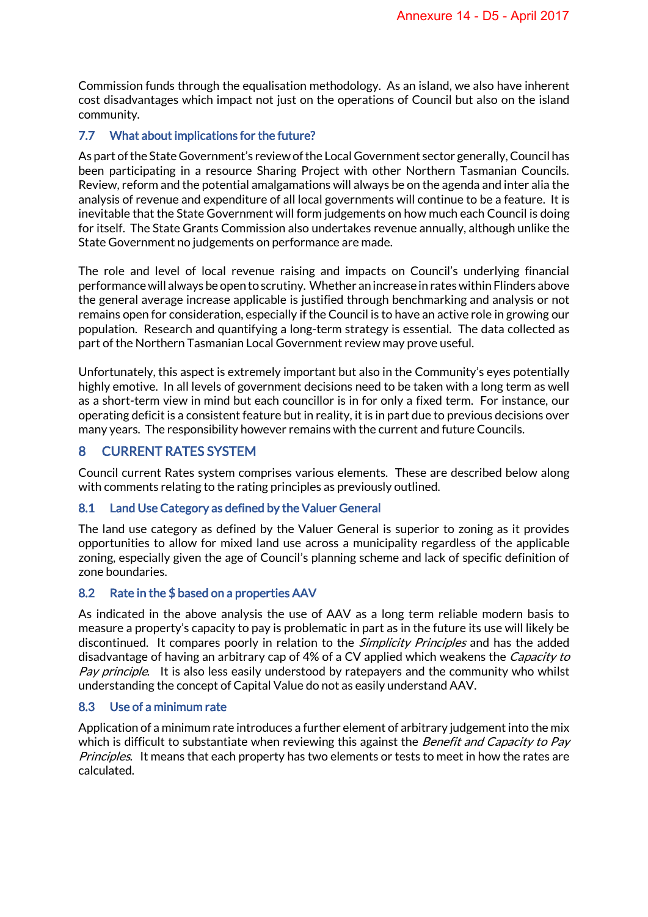Commission funds through the equalisation methodology. As an island, we also have inherent cost disadvantages which impact not just on the operations of Council but also on the island community.

### 7.7 What about implications for the future?

As part of the State Government's review of the Local Government sector generally, Council has been participating in a resource Sharing Project with other Northern Tasmanian Councils. Review, reform and the potential amalgamations will always be on the agenda and inter alia the analysis of revenue and expenditure of all local governments will continue to be a feature. It is inevitable that the State Government will form judgements on how much each Council is doing for itself. The State Grants Commission also undertakes revenue annually, although unlike the State Government no judgements on performance are made.

The role and level of local revenue raising and impacts on Council's underlying financial performance will always be open to scrutiny. Whether an increase in rates within Flinders above the general average increase applicable is justified through benchmarking and analysis or not remains open for consideration, especially if the Council is to have an active role in growing our population. Research and quantifying a long-term strategy is essential. The data collected as part of the Northern Tasmanian Local Government review may prove useful.

Unfortunately, this aspect is extremely important but also in the Community's eyes potentially highly emotive. In all levels of government decisions need to be taken with a long term as well as a short-term view in mind but each councillor is in for only a fixed term. For instance, our operating deficit is a consistent feature but in reality, it is in part due to previous decisions over many years. The responsibility however remains with the current and future Councils.

## 8 CURRENT RATES SYSTEM

Council current Rates system comprises various elements. These are described below along with comments relating to the rating principles as previously outlined.

### 8.1 Land Use Category as defined by the Valuer General

The land use category as defined by the Valuer General is superior to zoning as it provides opportunities to allow for mixed land use across a municipality regardless of the applicable zoning, especially given the age of Council's planning scheme and lack of specific definition of zone boundaries.

### 8.2 Rate in the $ based on a properties AAV

As indicated in the above analysis the use of AAV as a long term reliable modern basis to measure a property's capacity to pay is problematic in part as in the future its use will likely be discontinued. It compares poorly in relation to the *Simplicity Principles* and has the added disadvantage of having an arbitrary cap of 4% of a CV applied which weakens the *Capacity to Pay principle*. It is also less easily understood by ratepayers and the community who whilst understanding the concept of Capital Value do not as easily understand AAV.

### 8.3 Use of a minimum rate

Application of a minimum rate introduces a further element of arbitrary judgement into the mix which is difficult to substantiate when reviewing this against the *Benefit and Capacity to Pay Principles*. It means that each property has two elements or tests to meet in how the rates are calculated.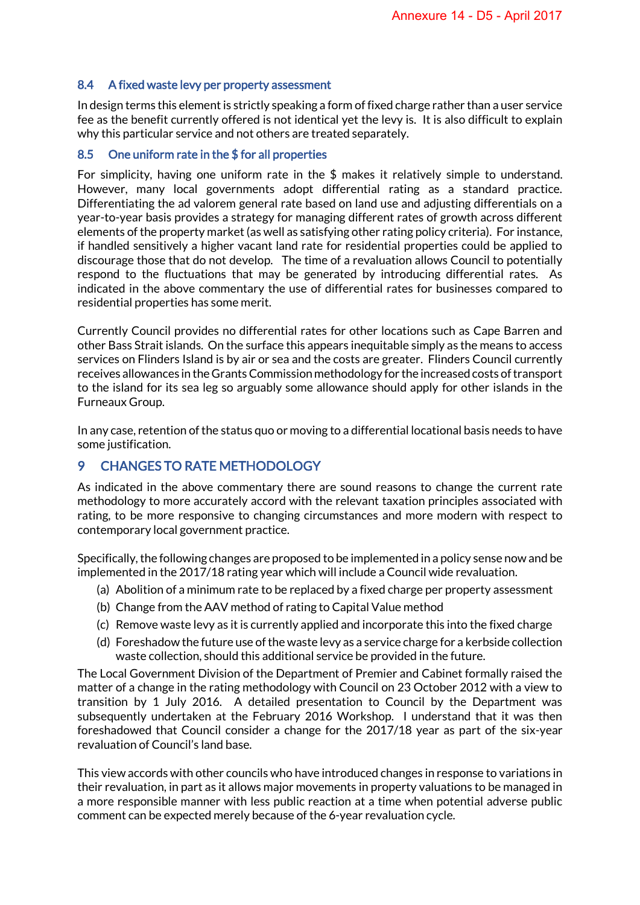### 8.4 A fixed waste levy per property assessment

In design terms this element is strictly speaking a form of fixed charge rather than a user service fee as the benefit currently offered is not identical yet the levy is. It is also difficult to explain why this particular service and not others are treated separately.

### 8.5 One uniform rate in the $ for all properties

For simplicity, having one uniform rate in the $ makes it relatively simple to understand. However, many local governments adopt differential rating as a standard practice. Differentiating the ad valorem general rate based on land use and adjusting differentials on a year-to-year basis provides a strategy for managing different rates of growth across different elements of the property market (as well as satisfying other rating policy criteria). For instance, if handled sensitively a higher vacant land rate for residential properties could be applied to discourage those that do not develop. The time of a revaluation allows Council to potentially respond to the fluctuations that may be generated by introducing differential rates. As indicated in the above commentary the use of differential rates for businesses compared to residential properties has some merit.

Currently Council provides no differential rates for other locations such as Cape Barren and other Bass Strait islands. On the surface this appears inequitable simply as the means to access services on Flinders Island is by air or sea and the costs are greater. Flinders Council currently receives allowances in the Grants Commission methodology for the increased costs of transport to the island for its sea leg so arguably some allowance should apply for other islands in the Furneaux Group.

In any case, retention of the status quo or moving to a differential locational basis needs to have some justification.

## 9 CHANGES TO RATE METHODOLOGY

As indicated in the above commentary there are sound reasons to change the current rate methodology to more accurately accord with the relevant taxation principles associated with rating, to be more responsive to changing circumstances and more modern with respect to contemporary local government practice.

Specifically, the following changes are proposed to be implemented in a policy sense now and be implemented in the 2017/18 rating year which will include a Council wide revaluation.

(a) Abolition of a minimum rate to be replaced by a fixed charge per property assessment
(b) Change from the AAV method of rating to Capital Value method
(c) Remove waste levy as it is currently applied and incorporate this into the fixed charge
(d) Foreshadow the future use of the waste levy as a service charge for a kerbside collection waste collection, should this additional service be provided in the future.

The Local Government Division of the Department of Premier and Cabinet formally raised the matter of a change in the rating methodology with Council on 23 October 2012 with a view to transition by 1 July 2016. A detailed presentation to Council by the Department was subsequently undertaken at the February 2016 Workshop. I understand that it was then foreshadowed that Council consider a change for the 2017/18 year as part of the six-year revaluation of Council's land base.

This view accords with other councils who have introduced changes in response to variations in their revaluation, in part as it allows major movements in property valuations to be managed in a more responsible manner with less public reaction at a time when potential adverse public comment can be expected merely because of the 6-year revaluation cycle.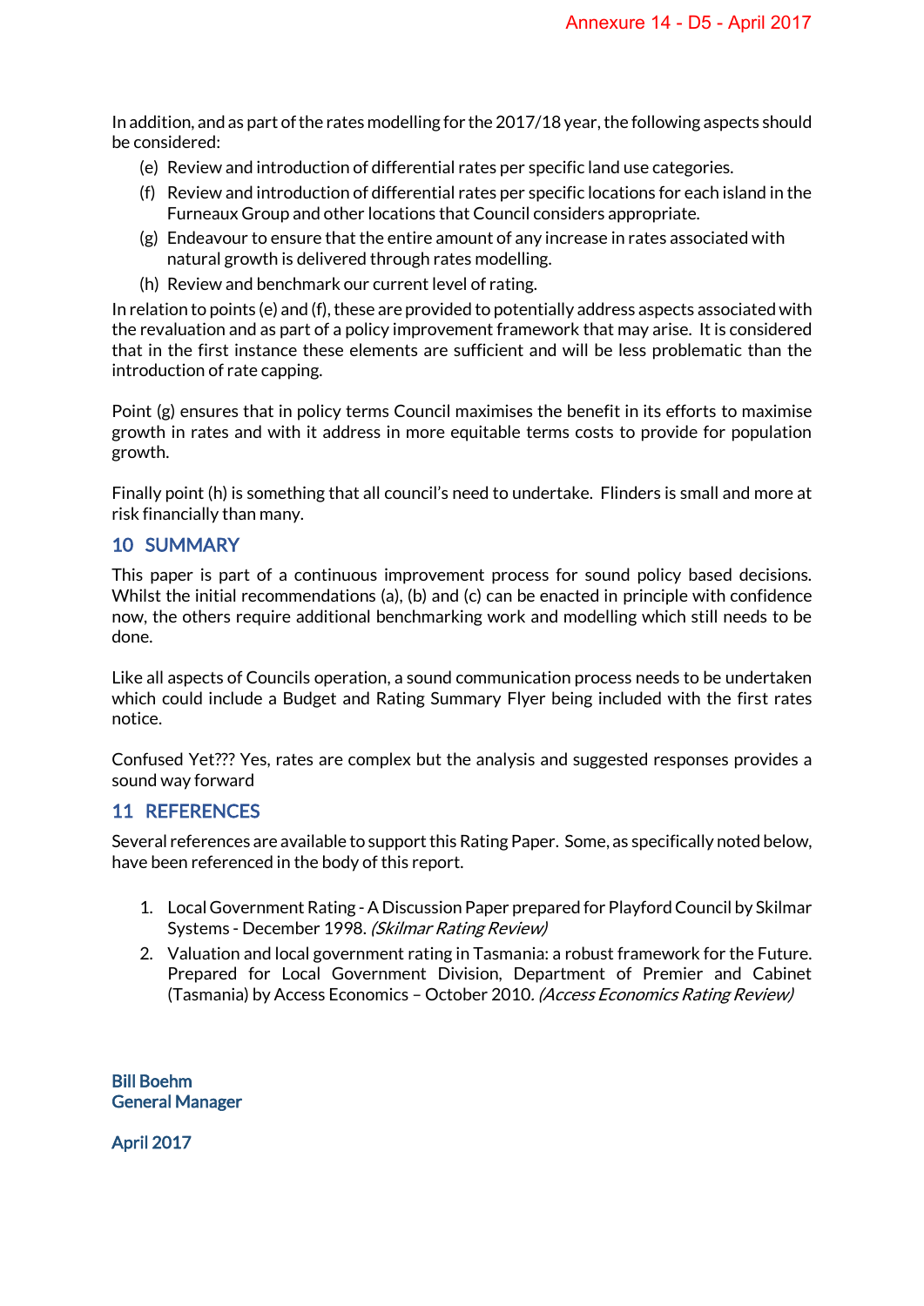In addition, and as part of the rates modelling for the 2017/18 year, the following aspects should be considered:

(e) Review and introduction of differential rates per specific land use categories.

(f) Review and introduction of differential rates per specific locations for each island in the Furneaux Group and other locations that Council considers appropriate.

(g) Endeavour to ensure that the entire amount of any increase in rates associated with natural growth is delivered through rates modelling.

(h) Review and benchmark our current level of rating.

In relation to points (e) and (f), these are provided to potentially address aspects associated with the revaluation and as part of a policy improvement framework that may arise. It is considered that in the first instance these elements are sufficient and will be less problematic than the introduction of rate capping.

Point (g) ensures that in policy terms Council maximises the benefit in its efforts to maximise growth in rates and with it address in more equitable terms costs to provide for population growth.

Finally point (h) is something that all council's need to undertake. Flinders is small and more at risk financially than many.

## 10 SUMMARY

This paper is part of a continuous improvement process for sound policy based decisions. Whilst the initial recommendations (a), (b) and (c) can be enacted in principle with confidence now, the others require additional benchmarking work and modelling which still needs to be done.

Like all aspects of Councils operation, a sound communication process needs to be undertaken which could include a Budget and Rating Summary Flyer being included with the first rates notice.

Confused Yet??? Yes, rates are complex but the analysis and suggested responses provides a sound way forward

## 11 REFERENCES

Several references are available to support this Rating Paper. Some, as specifically noted below, have been referenced in the body of this report.

1. Local Government Rating - A Discussion Paper prepared for Playford Council by Skilmar Systems - December 1998. *(Skilmar Rating Review)*
2. Valuation and local government rating in Tasmania: a robust framework for the Future. Prepared for Local Government Division, Department of Premier and Cabinet (Tasmania) by Access Economics – October 2010. *(Access Economics Rating Review)*

**Bill Boehm**
**General Manager**

**April 2017**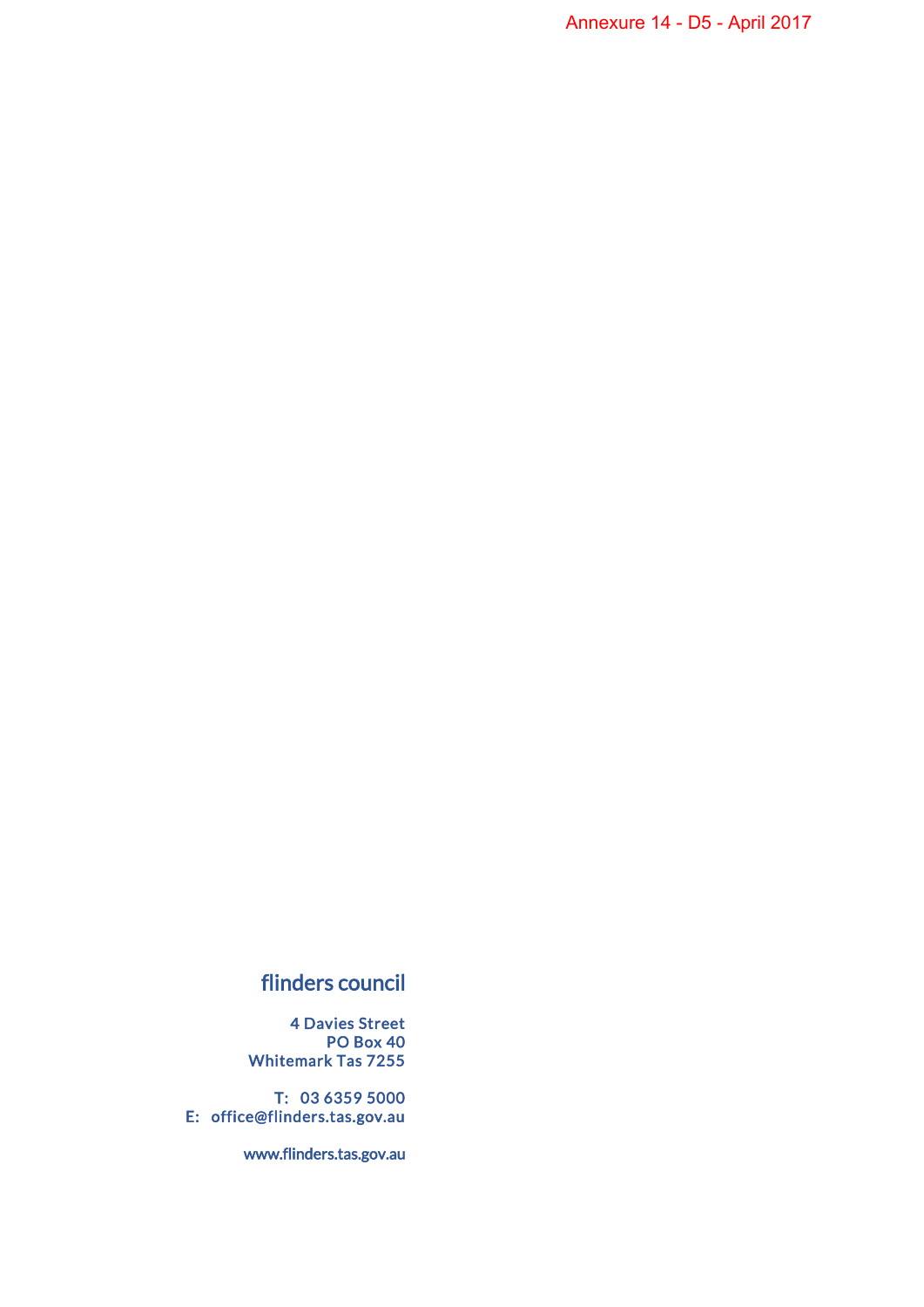Annexure 14 - D5 - April 2017

flinders council

4 Davies Street
PO Box 40
Whitemark Tas 7255

T: 03 6359 5000
E: office@flinders.tas.gov.au

www.flinders.tas.gov.au